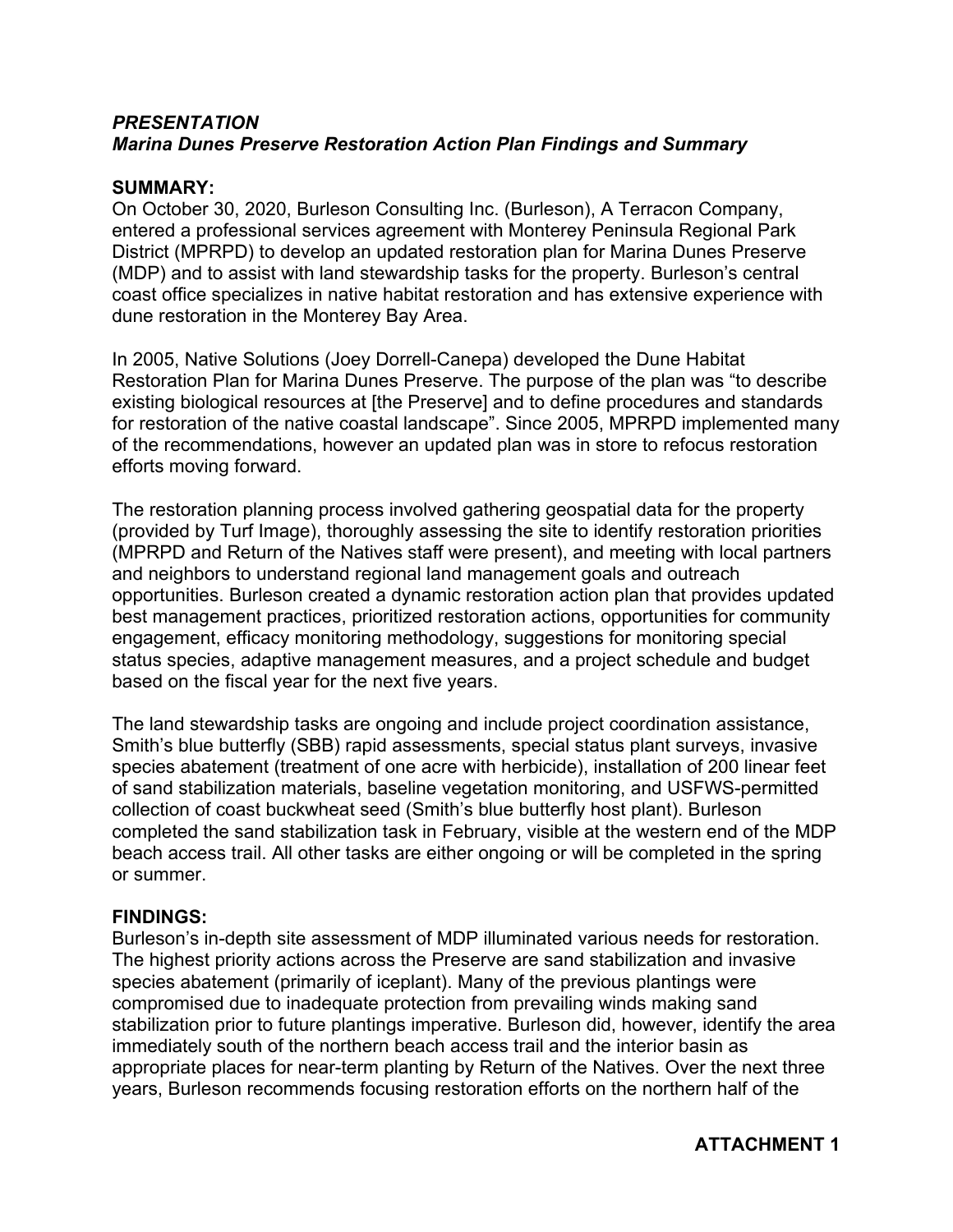***PRESENTATION***
***Marina Dunes Preserve Restoration Action Plan Findings and Summary***

**SUMMARY:**
On October 30, 2020, Burleson Consulting Inc. (Burleson), A Terracon Company, entered a professional services agreement with Monterey Peninsula Regional Park District (MPRPD) to develop an updated restoration plan for Marina Dunes Preserve (MDP) and to assist with land stewardship tasks for the property. Burleson's central coast office specializes in native habitat restoration and has extensive experience with dune restoration in the Monterey Bay Area.

In 2005, Native Solutions (Joey Dorrell-Canepa) developed the Dune Habitat Restoration Plan for Marina Dunes Preserve. The purpose of the plan was "to describe existing biological resources at [the Preserve] and to define procedures and standards for restoration of the native coastal landscape". Since 2005, MPRPD implemented many of the recommendations, however an updated plan was in store to refocus restoration efforts moving forward.

The restoration planning process involved gathering geospatial data for the property (provided by Turf Image), thoroughly assessing the site to identify restoration priorities (MPRPD and Return of the Natives staff were present), and meeting with local partners and neighbors to understand regional land management goals and outreach opportunities. Burleson created a dynamic restoration action plan that provides updated best management practices, prioritized restoration actions, opportunities for community engagement, efficacy monitoring methodology, suggestions for monitoring special status species, adaptive management measures, and a project schedule and budget based on the fiscal year for the next five years.

The land stewardship tasks are ongoing and include project coordination assistance, Smith's blue butterfly (SBB) rapid assessments, special status plant surveys, invasive species abatement (treatment of one acre with herbicide), installation of 200 linear feet of sand stabilization materials, baseline vegetation monitoring, and USFWS-permitted collection of coast buckwheat seed (Smith's blue butterfly host plant). Burleson completed the sand stabilization task in February, visible at the western end of the MDP beach access trail. All other tasks are either ongoing or will be completed in the spring or summer.

**FINDINGS:**
Burleson's in-depth site assessment of MDP illuminated various needs for restoration. The highest priority actions across the Preserve are sand stabilization and invasive species abatement (primarily of iceplant). Many of the previous plantings were compromised due to inadequate protection from prevailing winds making sand stabilization prior to future plantings imperative. Burleson did, however, identify the area immediately south of the northern beach access trail and the interior basin as appropriate places for near-term planting by Return of the Natives. Over the next three years, Burleson recommends focusing restoration efforts on the northern half of the

**ATTACHMENT 1**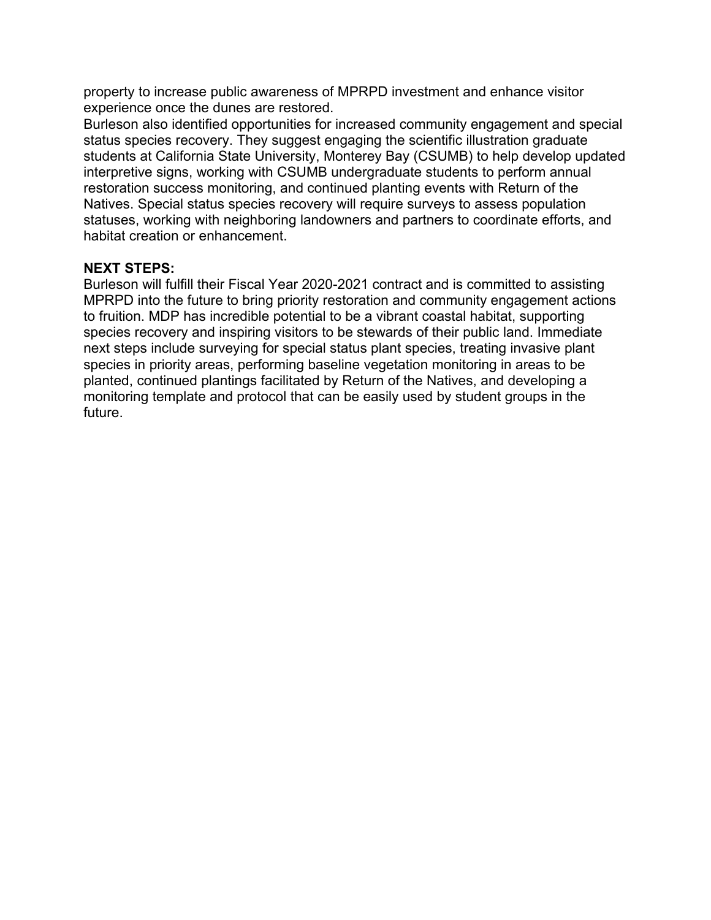property to increase public awareness of MPRPD investment and enhance visitor experience once the dunes are restored.

Burleson also identified opportunities for increased community engagement and special status species recovery. They suggest engaging the scientific illustration graduate students at California State University, Monterey Bay (CSUMB) to help develop updated interpretive signs, working with CSUMB undergraduate students to perform annual restoration success monitoring, and continued planting events with Return of the Natives. Special status species recovery will require surveys to assess population statuses, working with neighboring landowners and partners to coordinate efforts, and habitat creation or enhancement.

**NEXT STEPS:**

Burleson will fulfill their Fiscal Year 2020-2021 contract and is committed to assisting MPRPD into the future to bring priority restoration and community engagement actions to fruition. MDP has incredible potential to be a vibrant coastal habitat, supporting species recovery and inspiring visitors to be stewards of their public land. Immediate next steps include surveying for special status plant species, treating invasive plant species in priority areas, performing baseline vegetation monitoring in areas to be planted, continued plantings facilitated by Return of the Natives, and developing a monitoring template and protocol that can be easily used by student groups in the future.